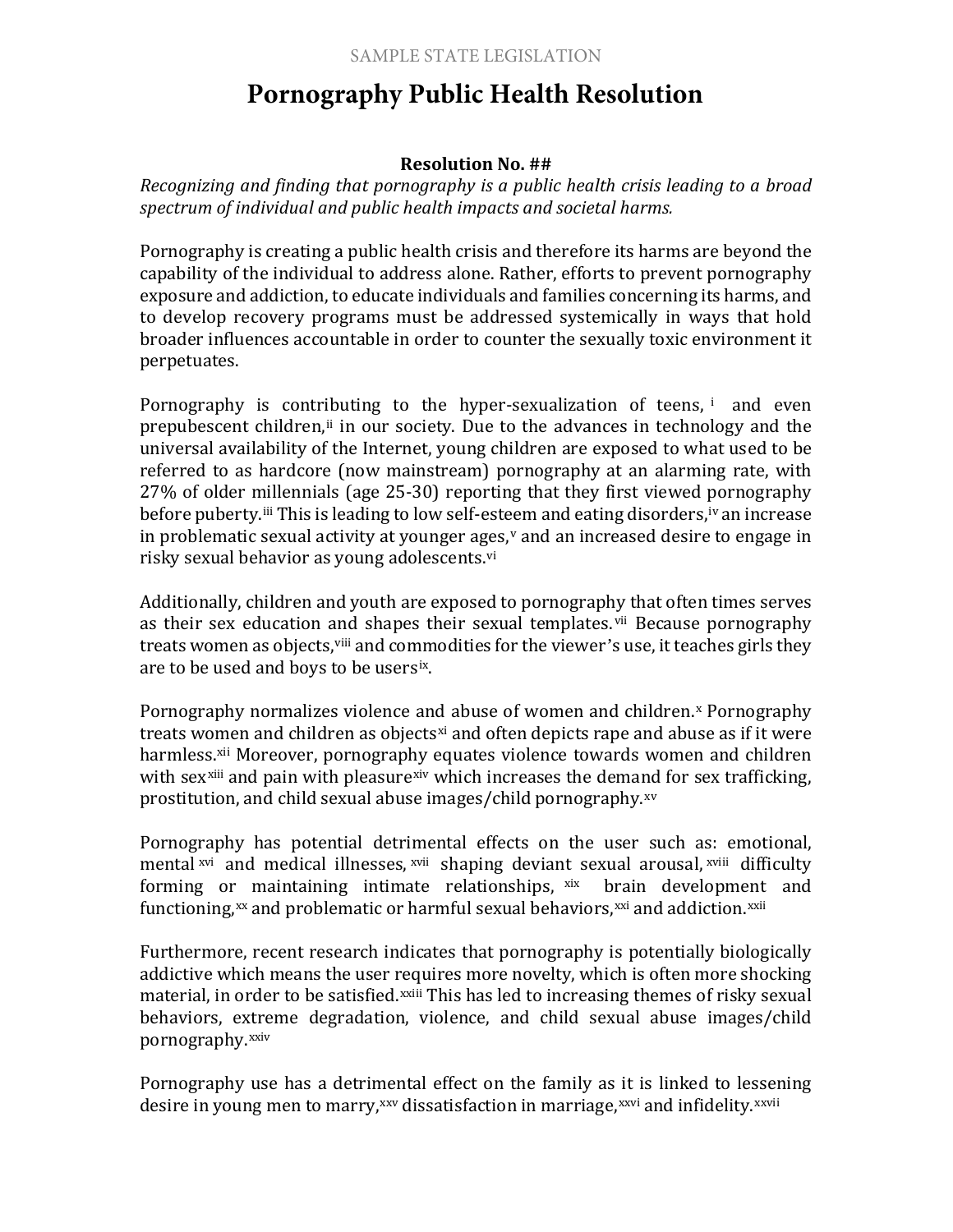SAMPLE STATE LEGISLATION

# Pornography Public Health Resolution

**Resolution No. ##**

*Recognizing and finding that pornography is a public health crisis leading to a broad spectrum of individual and public health impacts and societal harms.*

Pornography is creating a public health crisis and therefore its harms are beyond the capability of the individual to address alone. Rather, efforts to prevent pornography exposure and addiction, to educate individuals and families concerning its harms, and to develop recovery programs must be addressed systemically in ways that hold broader influences accountable in order to counter the sexually toxic environment it perpetuates.

Pornography is contributing to the hyper-sexualization of teens,[i] and even prepubescent children,[ii] in our society. Due to the advances in technology and the universal availability of the Internet, young children are exposed to what used to be referred to as hardcore (now mainstream) pornography at an alarming rate, with 27% of older millennials (age 25-30) reporting that they first viewed pornography before puberty.[iii] This is leading to low self-esteem and eating disorders,[iv] an increase in problematic sexual activity at younger ages,[v] and an increased desire to engage in risky sexual behavior as young adolescents.[vi]

Additionally, children and youth are exposed to pornography that often times serves as their sex education and shapes their sexual templates.[vii] Because pornography treats women as objects,[viii] and commodities for the viewer's use, it teaches girls they are to be used and boys to be users[ix].

Pornography normalizes violence and abuse of women and children.[x] Pornography treats women and children as objects[xi] and often depicts rape and abuse as if it were harmless.[xii] Moreover, pornography equates violence towards women and children with sex[xiii] and pain with pleasure[xiv] which increases the demand for sex trafficking, prostitution, and child sexual abuse images/child pornography.[xv]

Pornography has potential detrimental effects on the user such as: emotional, mental[xvi] and medical illnesses,[xvii] shaping deviant sexual arousal,[xviii] difficulty forming or maintaining intimate relationships,[xix] brain development and functioning,[xx] and problematic or harmful sexual behaviors,[xxi] and addiction.[xxii]

Furthermore, recent research indicates that pornography is potentially biologically addictive which means the user requires more novelty, which is often more shocking material, in order to be satisfied.[xxiii] This has led to increasing themes of risky sexual behaviors, extreme degradation, violence, and child sexual abuse images/child pornography.[xxiv]

Pornography use has a detrimental effect on the family as it is linked to lessening desire in young men to marry,[xxv] dissatisfaction in marriage,[xxvi] and infidelity.[xxvii]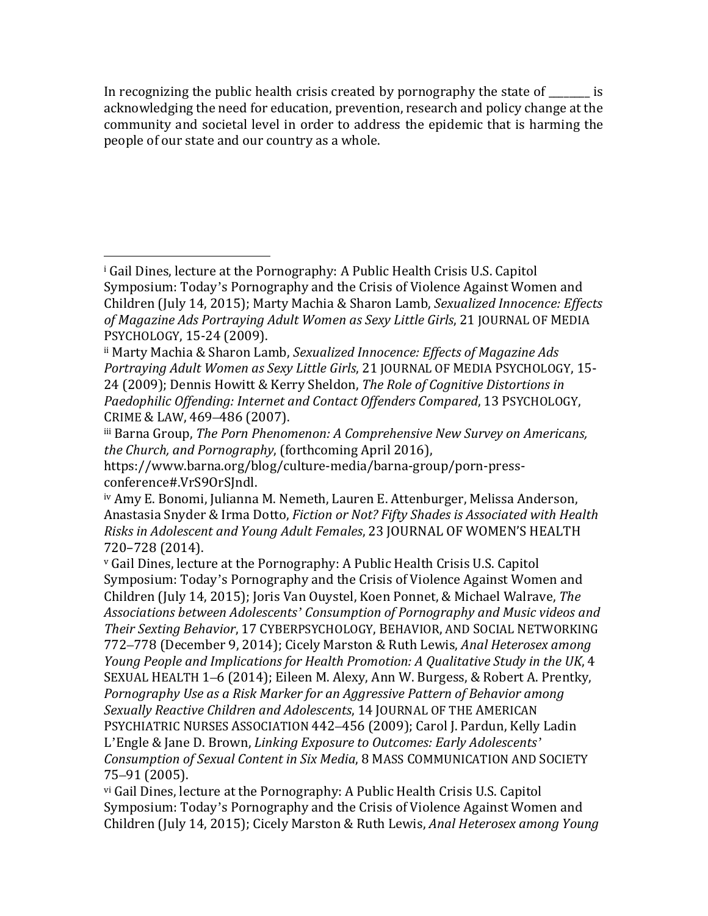In recognizing the public health crisis created by pornography the state of ________ is acknowledging the need for education, prevention, research and policy change at the community and societal level in order to address the epidemic that is harming the people of our state and our country as a whole.

---

[i] Gail Dines, lecture at the Pornography: A Public Health Crisis U.S. Capitol Symposium: Today's Pornography and the Crisis of Violence Against Women and Children (July 14, 2015); Marty Machia & Sharon Lamb, *Sexualized Innocence: Effects of Magazine Ads Portraying Adult Women as Sexy Little Girls*, 21 JOURNAL OF MEDIA PSYCHOLOGY, 15-24 (2009).

[ii] Marty Machia & Sharon Lamb, *Sexualized Innocence: Effects of Magazine Ads Portraying Adult Women as Sexy Little Girls*, 21 JOURNAL OF MEDIA PSYCHOLOGY, 15-24 (2009); Dennis Howitt & Kerry Sheldon, *The Role of Cognitive Distortions in Paedophilic Offending: Internet and Contact Offenders Compared*, 13 PSYCHOLOGY, CRIME & LAW, 469–486 (2007).

[iii] Barna Group, *The Porn Phenomenon: A Comprehensive New Survey on Americans, the Church, and Pornography*, (forthcoming April 2016), https://www.barna.org/blog/culture-media/barna-group/porn-press-conference#.VrS9OrSJndl.

[iv] Amy E. Bonomi, Julianna M. Nemeth, Lauren E. Attenburger, Melissa Anderson, Anastasia Snyder & Irma Dotto, *Fiction or Not? Fifty Shades is Associated with Health Risks in Adolescent and Young Adult Females*, 23 JOURNAL OF WOMEN'S HEALTH 720–728 (2014).

[v] Gail Dines, lecture at the Pornography: A Public Health Crisis U.S. Capitol Symposium: Today's Pornography and the Crisis of Violence Against Women and Children (July 14, 2015); Joris Van Ouystel, Koen Ponnet, & Michael Walrave, *The Associations between Adolescents' Consumption of Pornography and Music videos and Their Sexting Behavior*, 17 CYBERPSYCHOLOGY, BEHAVIOR, AND SOCIAL NETWORKING 772–778 (December 9, 2014); Cicely Marston & Ruth Lewis, *Anal Heterosex among Young People and Implications for Health Promotion: A Qualitative Study in the UK*, 4 SEXUAL HEALTH 1–6 (2014); Eileen M. Alexy, Ann W. Burgess, & Robert A. Prentky, *Pornography Use as a Risk Marker for an Aggressive Pattern of Behavior among Sexually Reactive Children and Adolescents*, 14 JOURNAL OF THE AMERICAN PSYCHIATRIC NURSES ASSOCIATION 442–456 (2009); Carol J. Pardun, Kelly Ladin L'Engle & Jane D. Brown, *Linking Exposure to Outcomes: Early Adolescents' Consumption of Sexual Content in Six Media*, 8 MASS COMMUNICATION AND SOCIETY 75–91 (2005).

[vi] Gail Dines, lecture at the Pornography: A Public Health Crisis U.S. Capitol Symposium: Today's Pornography and the Crisis of Violence Against Women and Children (July 14, 2015); Cicely Marston & Ruth Lewis, *Anal Heterosex among Young*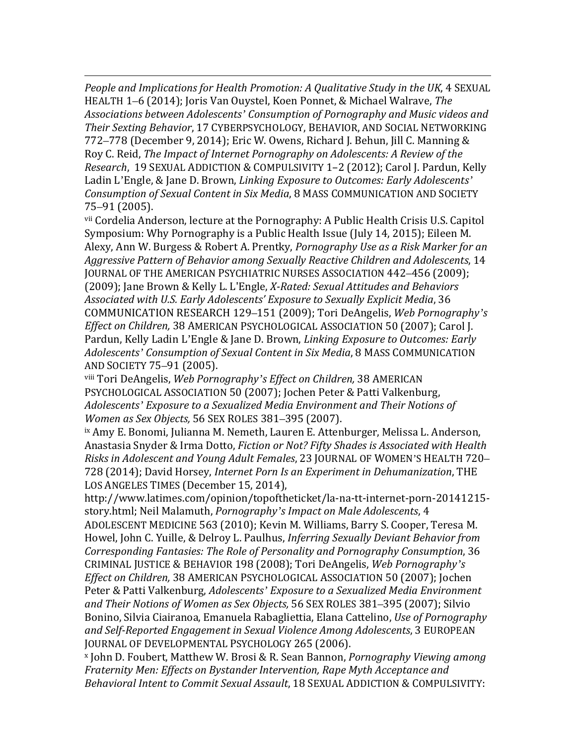*People and Implications for Health Promotion: A Qualitative Study in the UK*, 4 SEXUAL HEALTH 1–6 (2014); Joris Van Ouystel, Koen Ponnet, & Michael Walrave, *The Associations between Adolescents' Consumption of Pornography and Music videos and Their Sexting Behavior*, 17 CYBERPSYCHOLOGY, BEHAVIOR, AND SOCIAL NETWORKING 772–778 (December 9, 2014); Eric W. Owens, Richard J. Behun, Jill C. Manning & Roy C. Reid, *The Impact of Internet Pornography on Adolescents: A Review of the Research*, 19 SEXUAL ADDICTION & COMPULSIVITY 1–2 (2012); Carol J. Pardun, Kelly Ladin L'Engle, & Jane D. Brown, *Linking Exposure to Outcomes: Early Adolescents' Consumption of Sexual Content in Six Media*, 8 MASS COMMUNICATION AND SOCIETY 75–91 (2005).

[vii] Cordelia Anderson, lecture at the Pornography: A Public Health Crisis U.S. Capitol Symposium: Why Pornography is a Public Health Issue (July 14, 2015); Eileen M. Alexy, Ann W. Burgess & Robert A. Prentky, *Pornography Use as a Risk Marker for an Aggressive Pattern of Behavior among Sexually Reactive Children and Adolescents*, 14 JOURNAL OF THE AMERICAN PSYCHIATRIC NURSES ASSOCIATION 442–456 (2009); (2009); Jane Brown & Kelly L. L'Engle, *X-Rated: Sexual Attitudes and Behaviors Associated with U.S. Early Adolescents' Exposure to Sexually Explicit Media*, 36 COMMUNICATION RESEARCH 129–151 (2009); Tori DeAngelis, *Web Pornography's Effect on Children,* 38 AMERICAN PSYCHOLOGICAL ASSOCIATION 50 (2007); Carol J. Pardun, Kelly Ladin L'Engle & Jane D. Brown, *Linking Exposure to Outcomes: Early Adolescents' Consumption of Sexual Content in Six Media*, 8 MASS COMMUNICATION AND SOCIETY 75–91 (2005).

[viii] Tori DeAngelis, *Web Pornography's Effect on Children,* 38 AMERICAN PSYCHOLOGICAL ASSOCIATION 50 (2007); Jochen Peter & Patti Valkenburg, *Adolescents' Exposure to a Sexualized Media Environment and Their Notions of Women as Sex Objects,* 56 SEX ROLES 381–395 (2007).

[ix] Amy E. Bonomi, Julianna M. Nemeth, Lauren E. Attenburger, Melissa L. Anderson, Anastasia Snyder & Irma Dotto, *Fiction or Not? Fifty Shades is Associated with Health Risks in Adolescent and Young Adult Females*, 23 JOURNAL OF WOMEN'S HEALTH 720–728 (2014); David Horsey, *Internet Porn Is an Experiment in Dehumanization*, THE LOS ANGELES TIMES (December 15, 2014), http://www.latimes.com/opinion/topoftheticket/la-na-tt-internet-porn-20141215-story.html; Neil Malamuth, *Pornography's Impact on Male Adolescents*, 4 ADOLESCENT MEDICINE 563 (2010); Kevin M. Williams, Barry S. Cooper, Teresa M. Howel, John C. Yuille, & Delroy L. Paulhus, *Inferring Sexually Deviant Behavior from Corresponding Fantasies: The Role of Personality and Pornography Consumption*, 36 CRIMINAL JUSTICE & BEHAVIOR 198 (2008); Tori DeAngelis, *Web Pornography's Effect on Children,* 38 AMERICAN PSYCHOLOGICAL ASSOCIATION 50 (2007); Jochen Peter & Patti Valkenburg, *Adolescents' Exposure to a Sexualized Media Environment and Their Notions of Women as Sex Objects,* 56 SEX ROLES 381–395 (2007); Silvio Bonino, Silvia Ciairanoa, Emanuela Rabagliettia, Elana Cattelino, *Use of Pornography and Self-Reported Engagement in Sexual Violence Among Adolescents*, 3 EUROPEAN JOURNAL OF DEVELOPMENTAL PSYCHOLOGY 265 (2006).

[x] John D. Foubert, Matthew W. Brosi & R. Sean Bannon, *Pornography Viewing among Fraternity Men: Effects on Bystander Intervention, Rape Myth Acceptance and Behavioral Intent to Commit Sexual Assault*, 18 SEXUAL ADDICTION & COMPULSIVITY: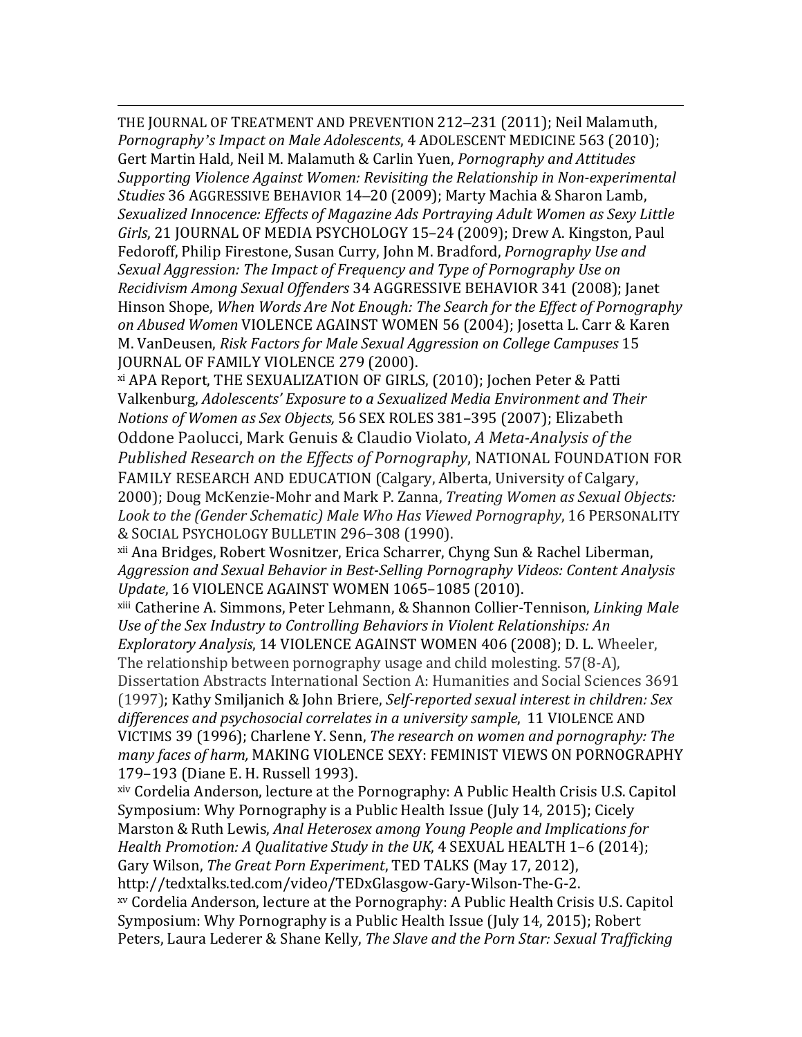THE JOURNAL OF TREATMENT AND PREVENTION 212–231 (2011); Neil Malamuth, *Pornography's Impact on Male Adolescents*, 4 ADOLESCENT MEDICINE 563 (2010); Gert Martin Hald, Neil M. Malamuth & Carlin Yuen, *Pornography and Attitudes Supporting Violence Against Women: Revisiting the Relationship in Non-experimental Studies* 36 AGGRESSIVE BEHAVIOR 14–20 (2009); Marty Machia & Sharon Lamb, *Sexualized Innocence: Effects of Magazine Ads Portraying Adult Women as Sexy Little Girls*, 21 JOURNAL OF MEDIA PSYCHOLOGY 15–24 (2009); Drew A. Kingston, Paul Fedoroff, Philip Firestone, Susan Curry, John M. Bradford, *Pornography Use and Sexual Aggression: The Impact of Frequency and Type of Pornography Use on Recidivism Among Sexual Offenders* 34 AGGRESSIVE BEHAVIOR 341 (2008); Janet Hinson Shope, *When Words Are Not Enough: The Search for the Effect of Pornography on Abused Women* VIOLENCE AGAINST WOMEN 56 (2004); Josetta L. Carr & Karen M. VanDeusen, *Risk Factors for Male Sexual Aggression on College Campuses* 15 JOURNAL OF FAMILY VIOLENCE 279 (2000).

[xi] APA Report, THE SEXUALIZATION OF GIRLS, (2010); Jochen Peter & Patti Valkenburg, *Adolescents' Exposure to a Sexualized Media Environment and Their Notions of Women as Sex Objects,* 56 SEX ROLES 381–395 (2007); Elizabeth Oddone Paolucci, Mark Genuis & Claudio Violato, *A Meta-Analysis of the Published Research on the Effects of Pornography*, NATIONAL FOUNDATION FOR FAMILY RESEARCH AND EDUCATION (Calgary, Alberta, University of Calgary, 2000); Doug McKenzie-Mohr and Mark P. Zanna, *Treating Women as Sexual Objects: Look to the (Gender Schematic) Male Who Has Viewed Pornography*, 16 PERSONALITY & SOCIAL PSYCHOLOGY BULLETIN 296–308 (1990).

[xii] Ana Bridges, Robert Wosnitzer, Erica Scharrer, Chyng Sun & Rachel Liberman, *Aggression and Sexual Behavior in Best-Selling Pornography Videos: Content Analysis Update*, 16 VIOLENCE AGAINST WOMEN 1065–1085 (2010).

[xiii] Catherine A. Simmons, Peter Lehmann, & Shannon Collier-Tennison, *Linking Male Use of the Sex Industry to Controlling Behaviors in Violent Relationships: An Exploratory Analysis*, 14 VIOLENCE AGAINST WOMEN 406 (2008); D. L. Wheeler, The relationship between pornography usage and child molesting. 57(8-A), Dissertation Abstracts International Section A: Humanities and Social Sciences 3691 (1997); Kathy Smiljanich & John Briere, *Self-reported sexual interest in children: Sex differences and psychosocial correlates in a university sample*, 11 VIOLENCE AND VICTIMS 39 (1996); Charlene Y. Senn, *The research on women and pornography: The many faces of harm,* MAKING VIOLENCE SEXY: FEMINIST VIEWS ON PORNOGRAPHY 179–193 (Diane E. H. Russell 1993).

[xiv] Cordelia Anderson, lecture at the Pornography: A Public Health Crisis U.S. Capitol Symposium: Why Pornography is a Public Health Issue (July 14, 2015); Cicely Marston & Ruth Lewis, *Anal Heterosex among Young People and Implications for Health Promotion: A Qualitative Study in the UK*, 4 SEXUAL HEALTH 1–6 (2014); Gary Wilson, *The Great Porn Experiment*, TED TALKS (May 17, 2012), http://tedxtalks.ted.com/video/TEDxGlasgow-Gary-Wilson-The-G-2.

[xv] Cordelia Anderson, lecture at the Pornography: A Public Health Crisis U.S. Capitol Symposium: Why Pornography is a Public Health Issue (July 14, 2015); Robert Peters, Laura Lederer & Shane Kelly, *The Slave and the Porn Star: Sexual Trafficking*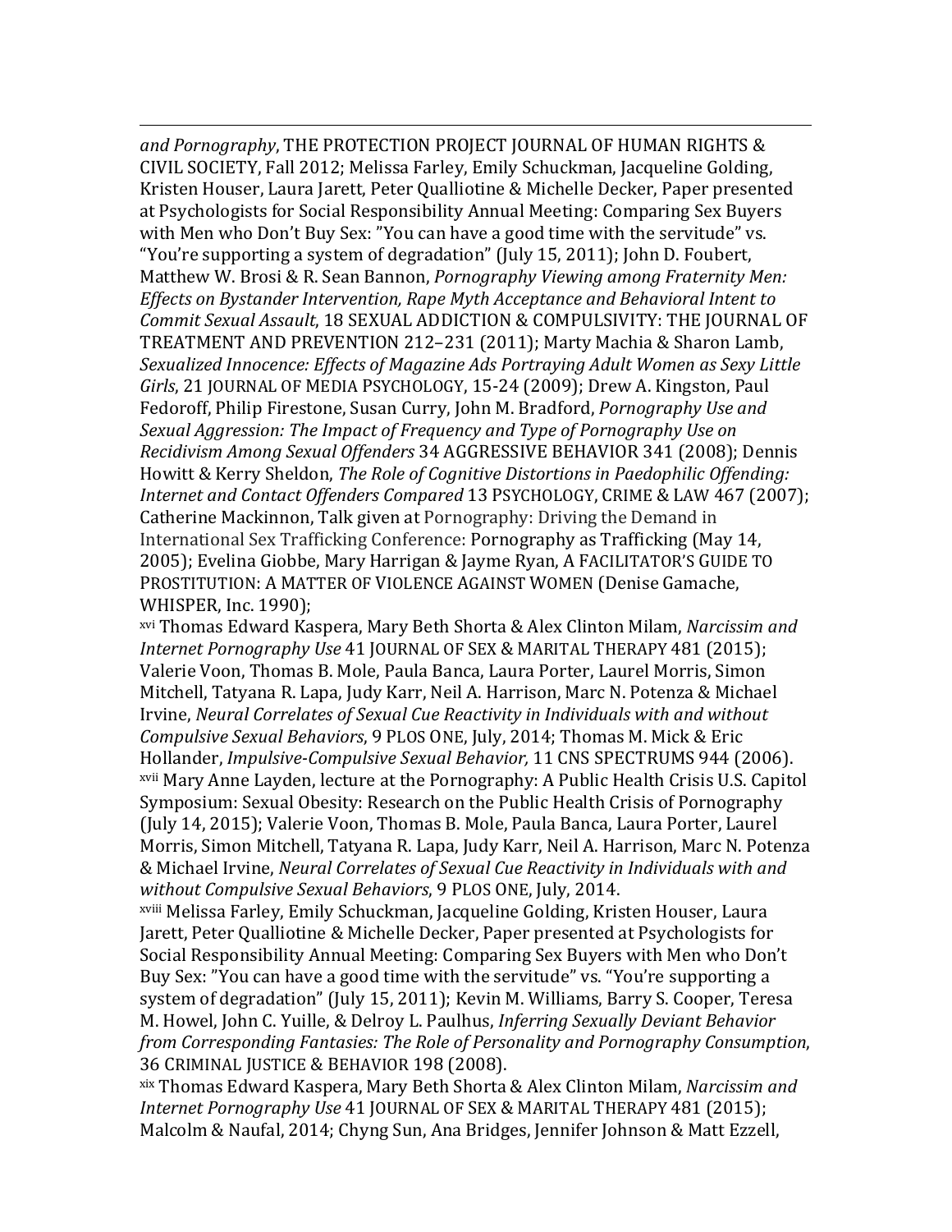*and Pornography*, THE PROTECTION PROJECT JOURNAL OF HUMAN RIGHTS & CIVIL SOCIETY, Fall 2012; Melissa Farley, Emily Schuckman, Jacqueline Golding, Kristen Houser, Laura Jarett, Peter Qualliotine & Michelle Decker, Paper presented at Psychologists for Social Responsibility Annual Meeting: Comparing Sex Buyers with Men who Don't Buy Sex: "You can have a good time with the servitude" vs. "You're supporting a system of degradation" (July 15, 2011); John D. Foubert, Matthew W. Brosi & R. Sean Bannon, *Pornography Viewing among Fraternity Men: Effects on Bystander Intervention, Rape Myth Acceptance and Behavioral Intent to Commit Sexual Assault*, 18 SEXUAL ADDICTION & COMPULSIVITY: THE JOURNAL OF TREATMENT AND PREVENTION 212–231 (2011); Marty Machia & Sharon Lamb, *Sexualized Innocence: Effects of Magazine Ads Portraying Adult Women as Sexy Little Girls*, 21 JOURNAL OF MEDIA PSYCHOLOGY, 15-24 (2009); Drew A. Kingston, Paul Fedoroff, Philip Firestone, Susan Curry, John M. Bradford, *Pornography Use and Sexual Aggression: The Impact of Frequency and Type of Pornography Use on Recidivism Among Sexual Offenders* 34 AGGRESSIVE BEHAVIOR 341 (2008); Dennis Howitt & Kerry Sheldon, *The Role of Cognitive Distortions in Paedophilic Offending: Internet and Contact Offenders Compared* 13 PSYCHOLOGY, CRIME & LAW 467 (2007); Catherine Mackinnon, Talk given at Pornography: Driving the Demand in International Sex Trafficking Conference: Pornography as Trafficking (May 14, 2005); Evelina Giobbe, Mary Harrigan & Jayme Ryan, A FACILITATOR'S GUIDE TO PROSTITUTION: A MATTER OF VIOLENCE AGAINST WOMEN (Denise Gamache, WHISPER, Inc. 1990);

[xvi] Thomas Edward Kaspera, Mary Beth Shorta & Alex Clinton Milam, *Narcissim and Internet Pornography Use* 41 JOURNAL OF SEX & MARITAL THERAPY 481 (2015); Valerie Voon, Thomas B. Mole, Paula Banca, Laura Porter, Laurel Morris, Simon Mitchell, Tatyana R. Lapa, Judy Karr, Neil A. Harrison, Marc N. Potenza & Michael Irvine, *Neural Correlates of Sexual Cue Reactivity in Individuals with and without Compulsive Sexual Behaviors*, 9 PLOS ONE, July, 2014; Thomas M. Mick & Eric Hollander, *Impulsive-Compulsive Sexual Behavior,* 11 CNS SPECTRUMS 944 (2006).

[xvii] Mary Anne Layden, lecture at the Pornography: A Public Health Crisis U.S. Capitol Symposium: Sexual Obesity: Research on the Public Health Crisis of Pornography (July 14, 2015); Valerie Voon, Thomas B. Mole, Paula Banca, Laura Porter, Laurel Morris, Simon Mitchell, Tatyana R. Lapa, Judy Karr, Neil A. Harrison, Marc N. Potenza & Michael Irvine, *Neural Correlates of Sexual Cue Reactivity in Individuals with and without Compulsive Sexual Behaviors*, 9 PLOS ONE, July, 2014.

[xviii] Melissa Farley, Emily Schuckman, Jacqueline Golding, Kristen Houser, Laura Jarett, Peter Qualliotine & Michelle Decker, Paper presented at Psychologists for Social Responsibility Annual Meeting: Comparing Sex Buyers with Men who Don't Buy Sex: "You can have a good time with the servitude" vs. "You're supporting a system of degradation" (July 15, 2011); Kevin M. Williams, Barry S. Cooper, Teresa M. Howel, John C. Yuille, & Delroy L. Paulhus, *Inferring Sexually Deviant Behavior from Corresponding Fantasies: The Role of Personality and Pornography Consumption*, 36 CRIMINAL JUSTICE & BEHAVIOR 198 (2008).

[xix] Thomas Edward Kaspera, Mary Beth Shorta & Alex Clinton Milam, *Narcissim and Internet Pornography Use* 41 JOURNAL OF SEX & MARITAL THERAPY 481 (2015); Malcolm & Naufal, 2014; Chyng Sun, Ana Bridges, Jennifer Johnson & Matt Ezzell,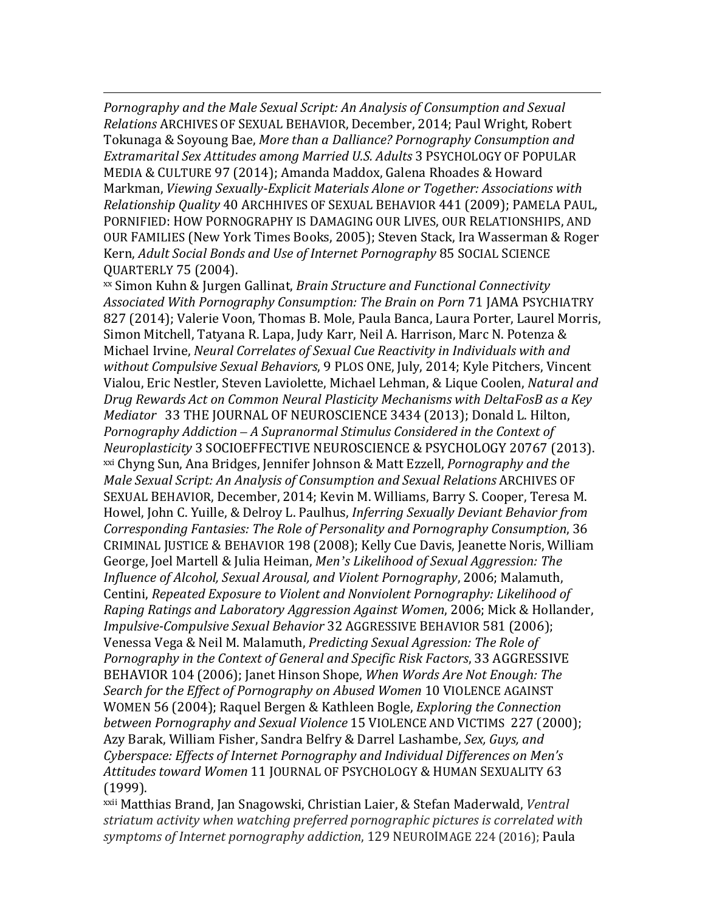*Pornography and the Male Sexual Script: An Analysis of Consumption and Sexual Relations* ARCHIVES OF SEXUAL BEHAVIOR, December, 2014; Paul Wright, Robert Tokunaga & Soyoung Bae, *More than a Dalliance? Pornography Consumption and Extramarital Sex Attitudes among Married U.S. Adults* 3 PSYCHOLOGY OF POPULAR MEDIA & CULTURE 97 (2014); Amanda Maddox, Galena Rhoades & Howard Markman, *Viewing Sexually-Explicit Materials Alone or Together: Associations with Relationship Quality* 40 ARCHHIVES OF SEXUAL BEHAVIOR 441 (2009); PAMELA PAUL, PORNIFIED: HOW PORNOGRAPHY IS DAMAGING OUR LIVES, OUR RELATIONSHIPS, AND OUR FAMILIES (New York Times Books, 2005); Steven Stack, Ira Wasserman & Roger Kern, *Adult Social Bonds and Use of Internet Pornography* 85 SOCIAL SCIENCE QUARTERLY 75 (2004).

[xx] Simon Kuhn & Jurgen Gallinat, *Brain Structure and Functional Connectivity Associated With Pornography Consumption: The Brain on Porn* 71 JAMA PSYCHIATRY 827 (2014); Valerie Voon, Thomas B. Mole, Paula Banca, Laura Porter, Laurel Morris, Simon Mitchell, Tatyana R. Lapa, Judy Karr, Neil A. Harrison, Marc N. Potenza & Michael Irvine, *Neural Correlates of Sexual Cue Reactivity in Individuals with and without Compulsive Sexual Behaviors*, 9 PLOS ONE, July, 2014; Kyle Pitchers, Vincent Vialou, Eric Nestler, Steven Laviolette, Michael Lehman, & Lique Coolen, *Natural and Drug Rewards Act on Common Neural Plasticity Mechanisms with DeltaFosB as a Key Mediator* 33 THE JOURNAL OF NEUROSCIENCE 3434 (2013); Donald L. Hilton, *Pornography Addiction – A Supranormal Stimulus Considered in the Context of Neuroplasticity* 3 SOCIOEFFECTIVE NEUROSCIENCE & PSYCHOLOGY 20767 (2013).

[xxi] Chyng Sun, Ana Bridges, Jennifer Johnson & Matt Ezzell, *Pornography and the Male Sexual Script: An Analysis of Consumption and Sexual Relations* ARCHIVES OF SEXUAL BEHAVIOR, December, 2014; Kevin M. Williams, Barry S. Cooper, Teresa M. Howel, John C. Yuille, & Delroy L. Paulhus, *Inferring Sexually Deviant Behavior from Corresponding Fantasies: The Role of Personality and Pornography Consumption*, 36 CRIMINAL JUSTICE & BEHAVIOR 198 (2008); Kelly Cue Davis, Jeanette Noris, William George, Joel Martell & Julia Heiman, *Men's Likelihood of Sexual Aggression: The Influence of Alcohol, Sexual Arousal, and Violent Pornography*, 2006; Malamuth, Centini, *Repeated Exposure to Violent and Nonviolent Pornography: Likelihood of Raping Ratings and Laboratory Aggression Against Women*, 2006; Mick & Hollander, *Impulsive-Compulsive Sexual Behavior* 32 AGGRESSIVE BEHAVIOR 581 (2006); Venessa Vega & Neil M. Malamuth, *Predicting Sexual Agression: The Role of Pornography in the Context of General and Specific Risk Factors*, 33 AGGRESSIVE BEHAVIOR 104 (2006); Janet Hinson Shope, *When Words Are Not Enough: The Search for the Effect of Pornography on Abused Women* 10 VIOLENCE AGAINST WOMEN 56 (2004); Raquel Bergen & Kathleen Bogle, *Exploring the Connection between Pornography and Sexual Violence* 15 VIOLENCE AND VICTIMS 227 (2000); Azy Barak, William Fisher, Sandra Belfry & Darrel Lashambe, *Sex, Guys, and Cyberspace: Effects of Internet Pornography and Individual Differences on Men's Attitudes toward Women* 11 JOURNAL OF PSYCHOLOGY & HUMAN SEXUALITY 63 (1999).

[xxii] Matthias Brand, Jan Snagowski, Christian Laier, & Stefan Maderwald, *Ventral striatum activity when watching preferred pornographic pictures is correlated with symptoms of Internet pornography addiction*, 129 NEUROIMAGE 224 (2016); Paula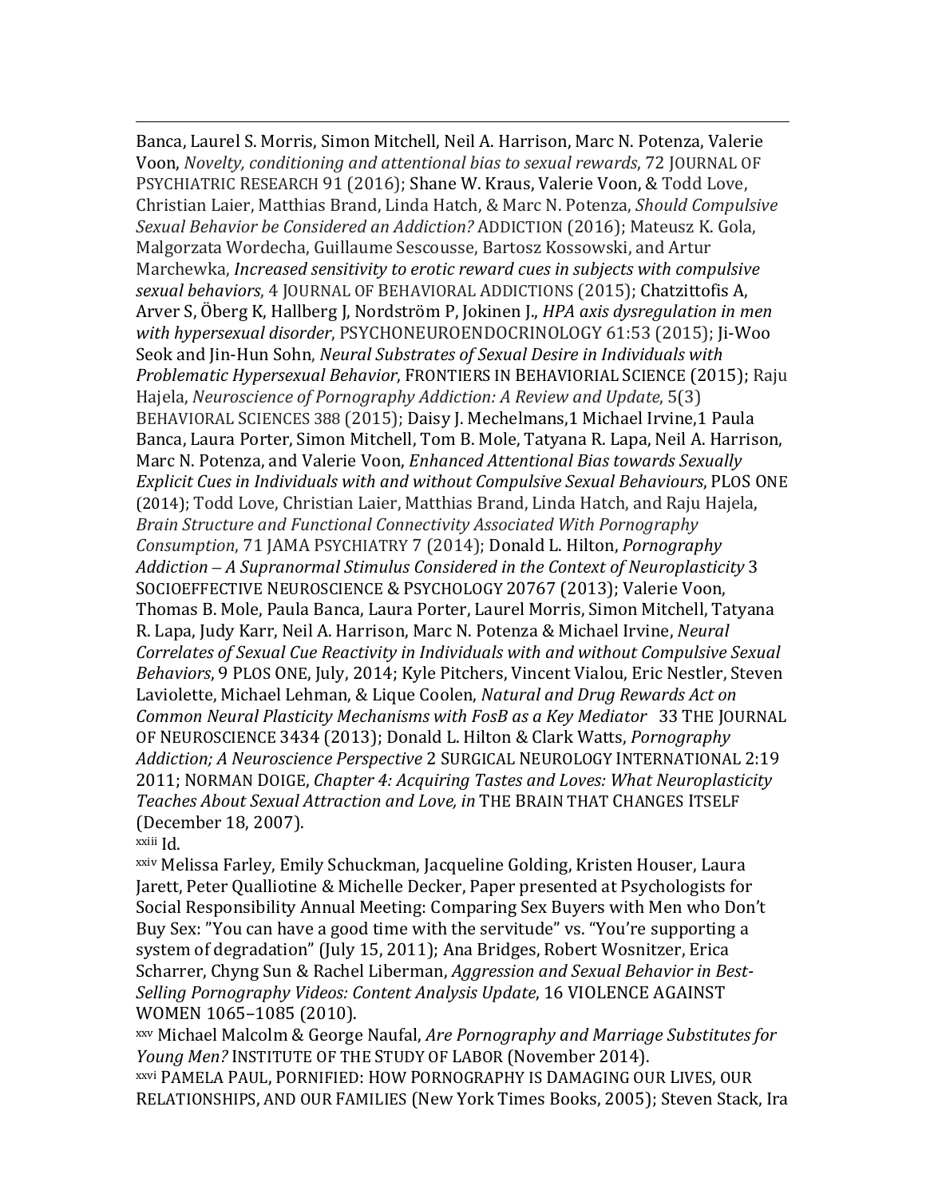Banca, Laurel S. Morris, Simon Mitchell, Neil A. Harrison, Marc N. Potenza, Valerie Voon, *Novelty, conditioning and attentional bias to sexual rewards*, 72 JOURNAL OF PSYCHIATRIC RESEARCH 91 (2016); Shane W. Kraus, Valerie Voon, & Todd Love, Christian Laier, Matthias Brand, Linda Hatch, & Marc N. Potenza, *Should Compulsive Sexual Behavior be Considered an Addiction?* ADDICTION (2016); Mateusz K. Gola, Malgorzata Wordecha, Guillaume Sescousse, Bartosz Kossowski, and Artur Marchewka, ***Increased sensitivity to erotic reward cues in subjects with compulsive sexual behaviors***, 4 JOURNAL OF BEHAVIORAL ADDICTIONS (2015); Chatzittofis A, Arver S, Öberg K, Hallberg J, Nordström P, Jokinen J., *HPA axis dysregulation in men with hypersexual disorder*, PSYCHONEUROENDOCRINOLOGY 61:53 (2015); Ji-Woo Seok and Jin-Hun Sohn, *Neural Substrates of Sexual Desire in Individuals with Problematic Hypersexual Behavior*, FRONTIERS IN BEHAVIORIAL SCIENCE (2015); Raju Hajela, *Neuroscience of Pornography Addiction: A Review and Update*, 5(3) BEHAVIORAL SCIENCES 388 (2015); Daisy J. Mechelmans,1 Michael Irvine,1 Paula Banca, Laura Porter, Simon Mitchell, Tom B. Mole, Tatyana R. Lapa, Neil A. Harrison, Marc N. Potenza, and Valerie Voon, *Enhanced Attentional Bias towards Sexually Explicit Cues in Individuals with and without Compulsive Sexual Behaviours*, PLOS ONE (2014); Todd Love, Christian Laier, Matthias Brand, Linda Hatch, and Raju Hajela, *Brain Structure and Functional Connectivity Associated With Pornography Consumption*, 71 JAMA PSYCHIATRY 7 (2014); Donald L. Hilton, *Pornography Addiction – A Supranormal Stimulus Considered in the Context of Neuroplasticity* 3 SOCIOEFFECTIVE NEUROSCIENCE & PSYCHOLOGY 20767 (2013); Valerie Voon, Thomas B. Mole, Paula Banca, Laura Porter, Laurel Morris, Simon Mitchell, Tatyana R. Lapa, Judy Karr, Neil A. Harrison, Marc N. Potenza & Michael Irvine, *Neural Correlates of Sexual Cue Reactivity in Individuals with and without Compulsive Sexual Behaviors*, 9 PLOS ONE, July, 2014; Kyle Pitchers, Vincent Vialou, Eric Nestler, Steven Laviolette, Michael Lehman, & Lique Coolen, *Natural and Drug Rewards Act on Common Neural Plasticity Mechanisms with FosB as a Key Mediator* 33 THE JOURNAL OF NEUROSCIENCE 3434 (2013); Donald L. Hilton & Clark Watts, *Pornography Addiction; A Neuroscience Perspective* 2 SURGICAL NEUROLOGY INTERNATIONAL 2:19 2011; NORMAN DOIGE, *Chapter 4: Acquiring Tastes and Loves: What Neuroplasticity Teaches About Sexual Attraction and Love, in* THE BRAIN THAT CHANGES ITSELF (December 18, 2007).

[xxiii] Id.

[xxiv] Melissa Farley, Emily Schuckman, Jacqueline Golding, Kristen Houser, Laura Jarett, Peter Qualliotine & Michelle Decker, Paper presented at Psychologists for Social Responsibility Annual Meeting: Comparing Sex Buyers with Men who Don't Buy Sex: "You can have a good time with the servitude" vs. "You're supporting a system of degradation" (July 15, 2011); Ana Bridges, Robert Wosnitzer, Erica Scharrer, Chyng Sun & Rachel Liberman, *Aggression and Sexual Behavior in Best-Selling Pornography Videos: Content Analysis Update*, 16 VIOLENCE AGAINST WOMEN 1065–1085 (2010).

[xxv] Michael Malcolm & George Naufal, *Are Pornography and Marriage Substitutes for Young Men?* INSTITUTE OF THE STUDY OF LABOR (November 2014).

[xxvi] PAMELA PAUL, PORNIFIED: HOW PORNOGRAPHY IS DAMAGING OUR LIVES, OUR RELATIONSHIPS, AND OUR FAMILIES (New York Times Books, 2005); Steven Stack, Ira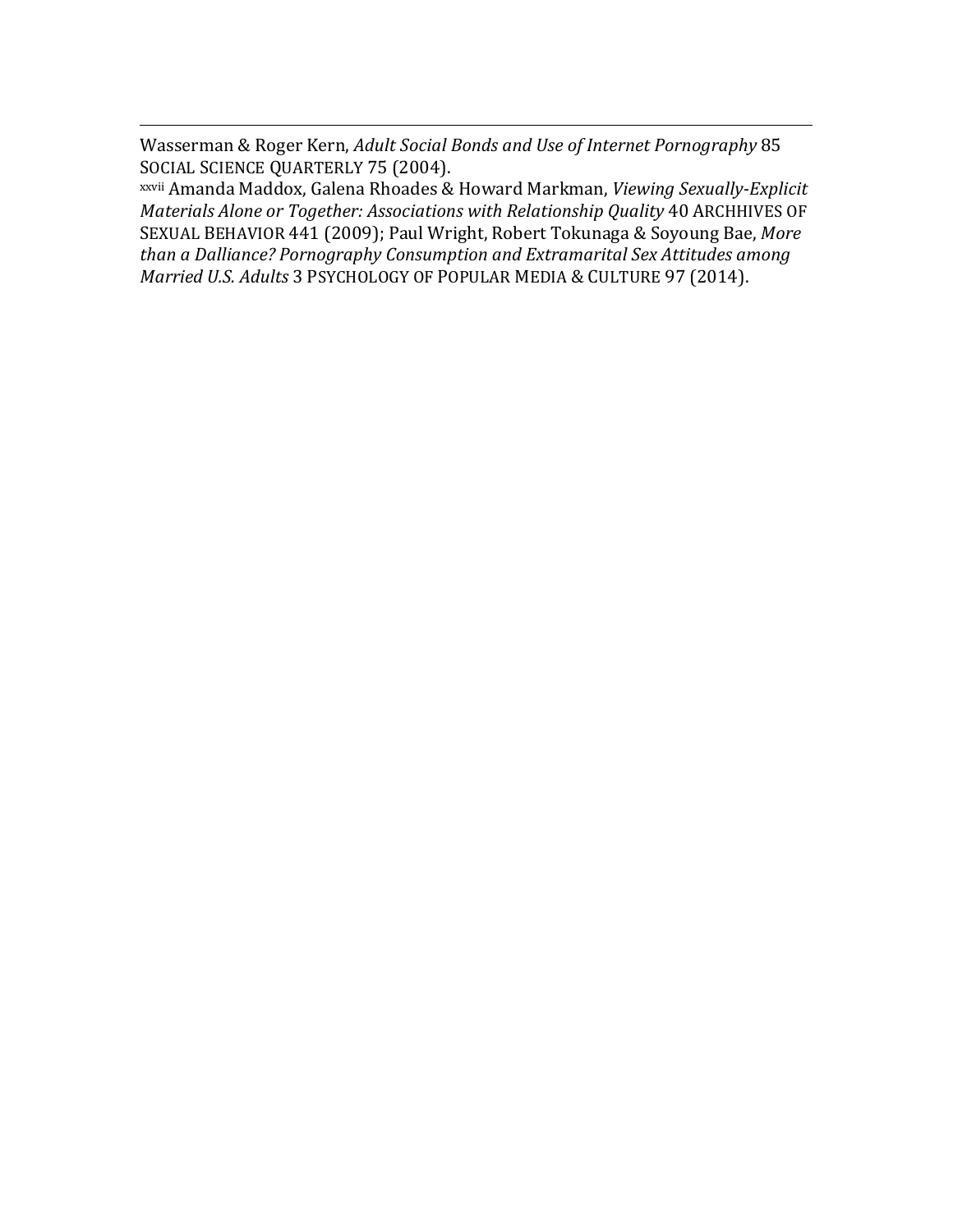Wasserman & Roger Kern, *Adult Social Bonds and Use of Internet Pornography* 85 SOCIAL SCIENCE QUARTERLY 75 (2004).

[xxvii] Amanda Maddox, Galena Rhoades & Howard Markman, *Viewing Sexually-Explicit Materials Alone or Together: Associations with Relationship Quality* 40 ARCHHIVES OF SEXUAL BEHAVIOR 441 (2009); Paul Wright, Robert Tokunaga & Soyoung Bae, *More than a Dalliance? Pornography Consumption and Extramarital Sex Attitudes among Married U.S. Adults* 3 PSYCHOLOGY OF POPULAR MEDIA & CULTURE 97 (2014).